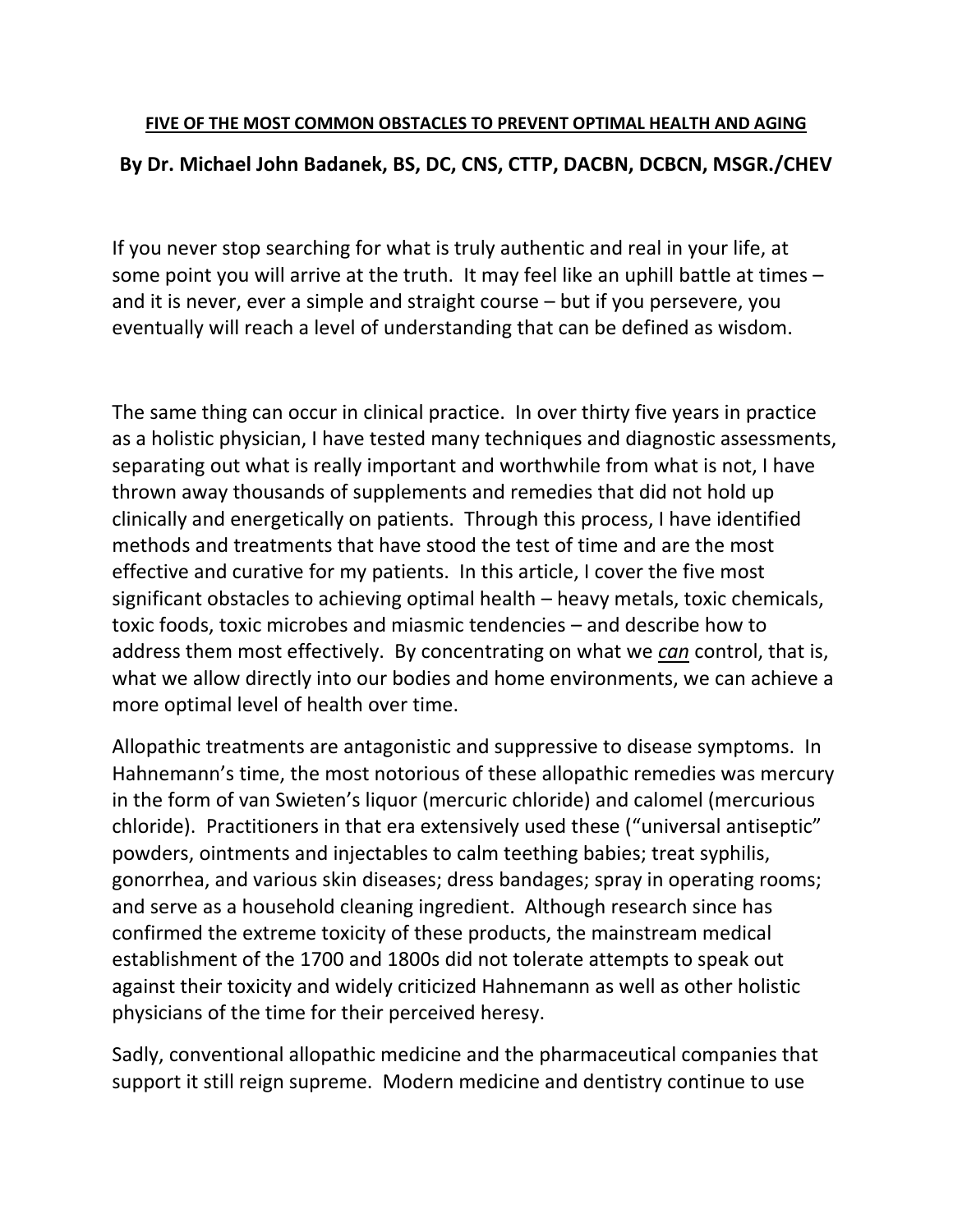**FIVE OF THE MOST COMMON OBSTACLES TO PREVENT OPTIMAL HEALTH AND AGING**

**By Dr. Michael John Badanek, BS, DC, CNS, CTTP, DACBN, DCBCN, MSGR./CHEV**

If you never stop searching for what is truly authentic and real in your life, at some point you will arrive at the truth. It may feel like an uphill battle at times – and it is never, ever a simple and straight course – but if you persevere, you eventually will reach a level of understanding that can be defined as wisdom.

The same thing can occur in clinical practice. In over thirty five years in practice as a holistic physician, I have tested many techniques and diagnostic assessments, separating out what is really important and worthwhile from what is not, I have thrown away thousands of supplements and remedies that did not hold up clinically and energetically on patients. Through this process, I have identified methods and treatments that have stood the test of time and are the most effective and curative for my patients. In this article, I cover the five most significant obstacles to achieving optimal health – heavy metals, toxic chemicals, toxic foods, toxic microbes and miasmic tendencies – and describe how to address them most effectively. By concentrating on what we ***can*** control, that is, what we allow directly into our bodies and home environments, we can achieve a more optimal level of health over time.

Allopathic treatments are antagonistic and suppressive to disease symptoms. In Hahnemann's time, the most notorious of these allopathic remedies was mercury in the form of van Swieten's liquor (mercuric chloride) and calomel (mercurious chloride). Practitioners in that era extensively used these ("universal antiseptic" powders, ointments and injectables to calm teething babies; treat syphilis, gonorrhea, and various skin diseases; dress bandages; spray in operating rooms; and serve as a household cleaning ingredient. Although research since has confirmed the extreme toxicity of these products, the mainstream medical establishment of the 1700 and 1800s did not tolerate attempts to speak out against their toxicity and widely criticized Hahnemann as well as other holistic physicians of the time for their perceived heresy.

Sadly, conventional allopathic medicine and the pharmaceutical companies that support it still reign supreme. Modern medicine and dentistry continue to use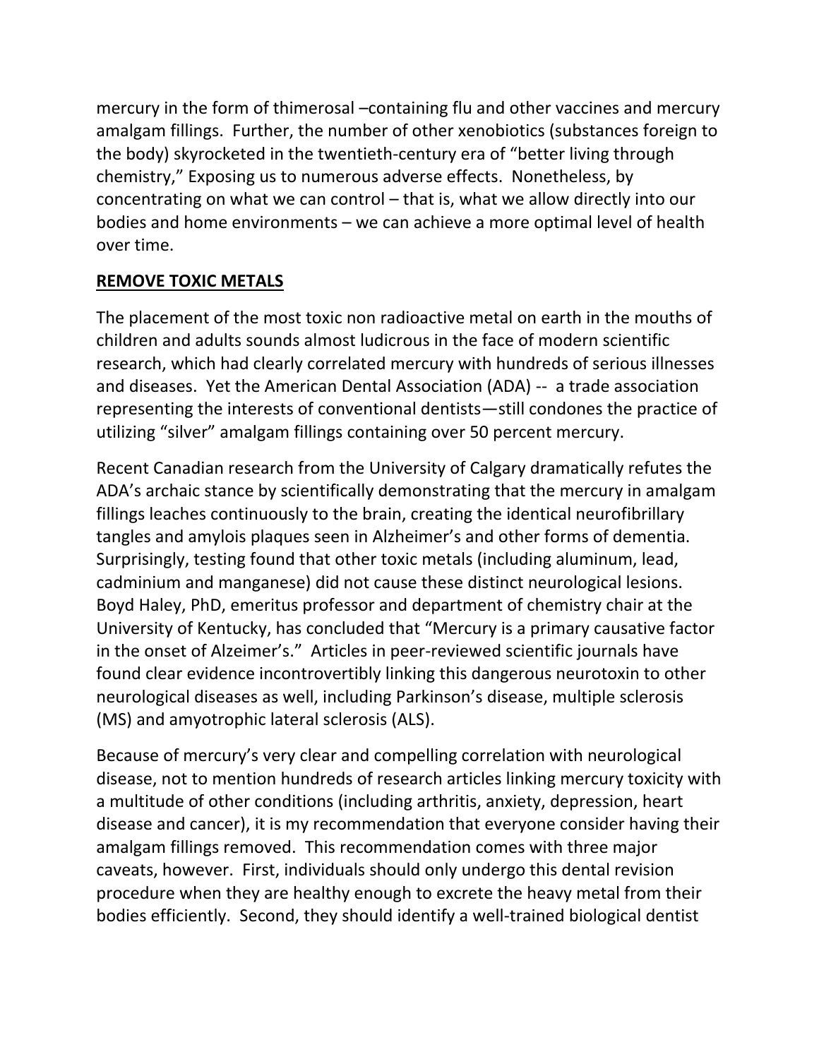mercury in the form of thimerosal –containing flu and other vaccines and mercury amalgam fillings. Further, the number of other xenobiotics (substances foreign to the body) skyrocketed in the twentieth-century era of "better living through chemistry," Exposing us to numerous adverse effects. Nonetheless, by concentrating on what we can control – that is, what we allow directly into our bodies and home environments – we can achieve a more optimal level of health over time.

## REMOVE TOXIC METALS

The placement of the most toxic non radioactive metal on earth in the mouths of children and adults sounds almost ludicrous in the face of modern scientific research, which had clearly correlated mercury with hundreds of serious illnesses and diseases. Yet the American Dental Association (ADA) -- a trade association representing the interests of conventional dentists—still condones the practice of utilizing "silver" amalgam fillings containing over 50 percent mercury.

Recent Canadian research from the University of Calgary dramatically refutes the ADA's archaic stance by scientifically demonstrating that the mercury in amalgam fillings leaches continuously to the brain, creating the identical neurofibrillary tangles and amylois plaques seen in Alzheimer's and other forms of dementia. Surprisingly, testing found that other toxic metals (including aluminum, lead, cadminium and manganese) did not cause these distinct neurological lesions. Boyd Haley, PhD, emeritus professor and department of chemistry chair at the University of Kentucky, has concluded that "Mercury is a primary causative factor in the onset of Alzeimer's." Articles in peer-reviewed scientific journals have found clear evidence incontrovertibly linking this dangerous neurotoxin to other neurological diseases as well, including Parkinson's disease, multiple sclerosis (MS) and amyotrophic lateral sclerosis (ALS).

Because of mercury's very clear and compelling correlation with neurological disease, not to mention hundreds of research articles linking mercury toxicity with a multitude of other conditions (including arthritis, anxiety, depression, heart disease and cancer), it is my recommendation that everyone consider having their amalgam fillings removed. This recommendation comes with three major caveats, however. First, individuals should only undergo this dental revision procedure when they are healthy enough to excrete the heavy metal from their bodies efficiently. Second, they should identify a well-trained biological dentist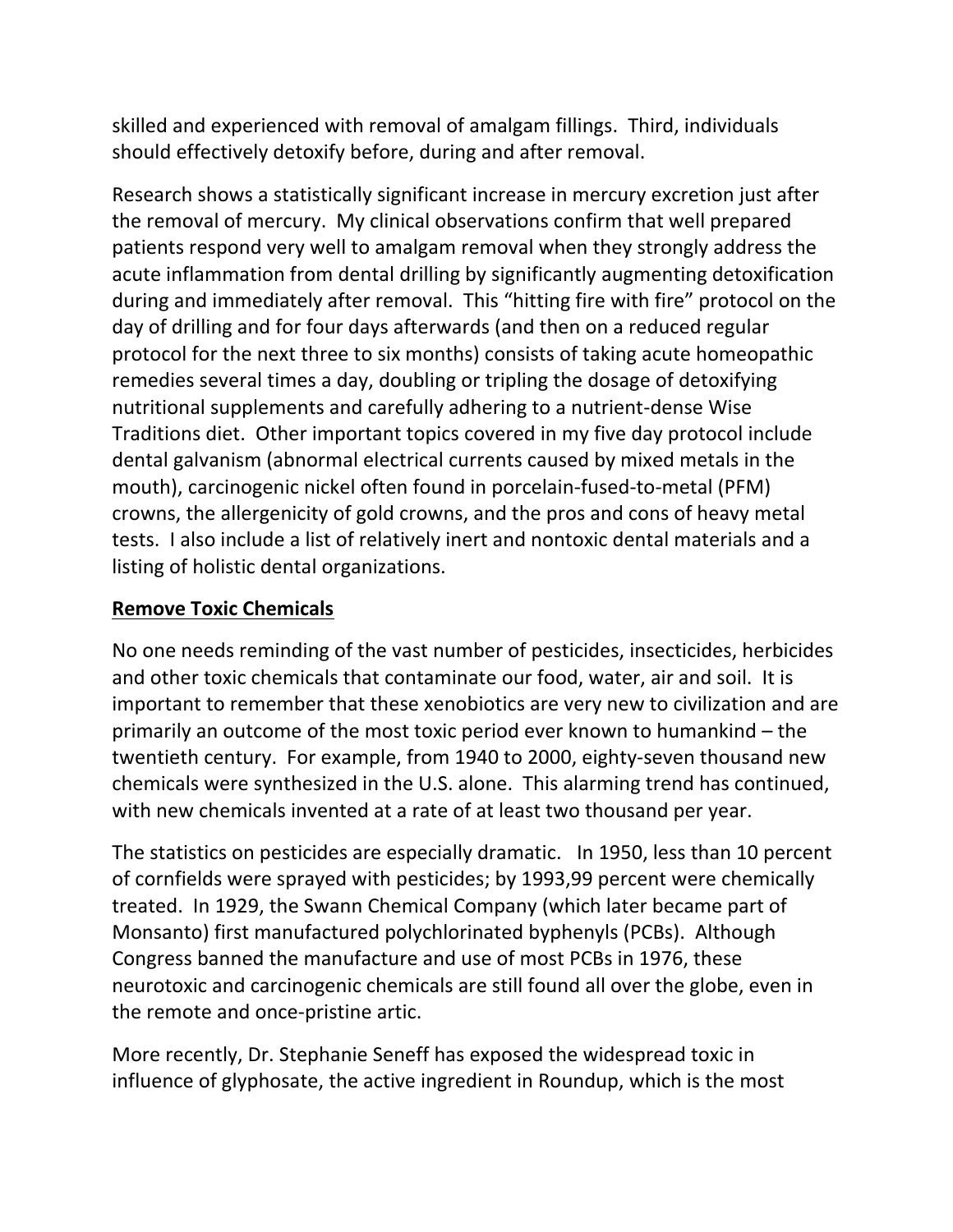skilled and experienced with removal of amalgam fillings. Third, individuals should effectively detoxify before, during and after removal.

Research shows a statistically significant increase in mercury excretion just after the removal of mercury. My clinical observations confirm that well prepared patients respond very well to amalgam removal when they strongly address the acute inflammation from dental drilling by significantly augmenting detoxification during and immediately after removal. This "hitting fire with fire" protocol on the day of drilling and for four days afterwards (and then on a reduced regular protocol for the next three to six months) consists of taking acute homeopathic remedies several times a day, doubling or tripling the dosage of detoxifying nutritional supplements and carefully adhering to a nutrient-dense Wise Traditions diet. Other important topics covered in my five day protocol include dental galvanism (abnormal electrical currents caused by mixed metals in the mouth), carcinogenic nickel often found in porcelain-fused-to-metal (PFM) crowns, the allergenicity of gold crowns, and the pros and cons of heavy metal tests. I also include a list of relatively inert and nontoxic dental materials and a listing of holistic dental organizations.

## Remove Toxic Chemicals

No one needs reminding of the vast number of pesticides, insecticides, herbicides and other toxic chemicals that contaminate our food, water, air and soil. It is important to remember that these xenobiotics are very new to civilization and are primarily an outcome of the most toxic period ever known to humankind – the twentieth century. For example, from 1940 to 2000, eighty-seven thousand new chemicals were synthesized in the U.S. alone. This alarming trend has continued, with new chemicals invented at a rate of at least two thousand per year.

The statistics on pesticides are especially dramatic. In 1950, less than 10 percent of cornfields were sprayed with pesticides; by 1993,99 percent were chemically treated. In 1929, the Swann Chemical Company (which later became part of Monsanto) first manufactured polychlorinated byphenyls (PCBs). Although Congress banned the manufacture and use of most PCBs in 1976, these neurotoxic and carcinogenic chemicals are still found all over the globe, even in the remote and once-pristine artic.

More recently, Dr. Stephanie Seneff has exposed the widespread toxic in influence of glyphosate, the active ingredient in Roundup, which is the most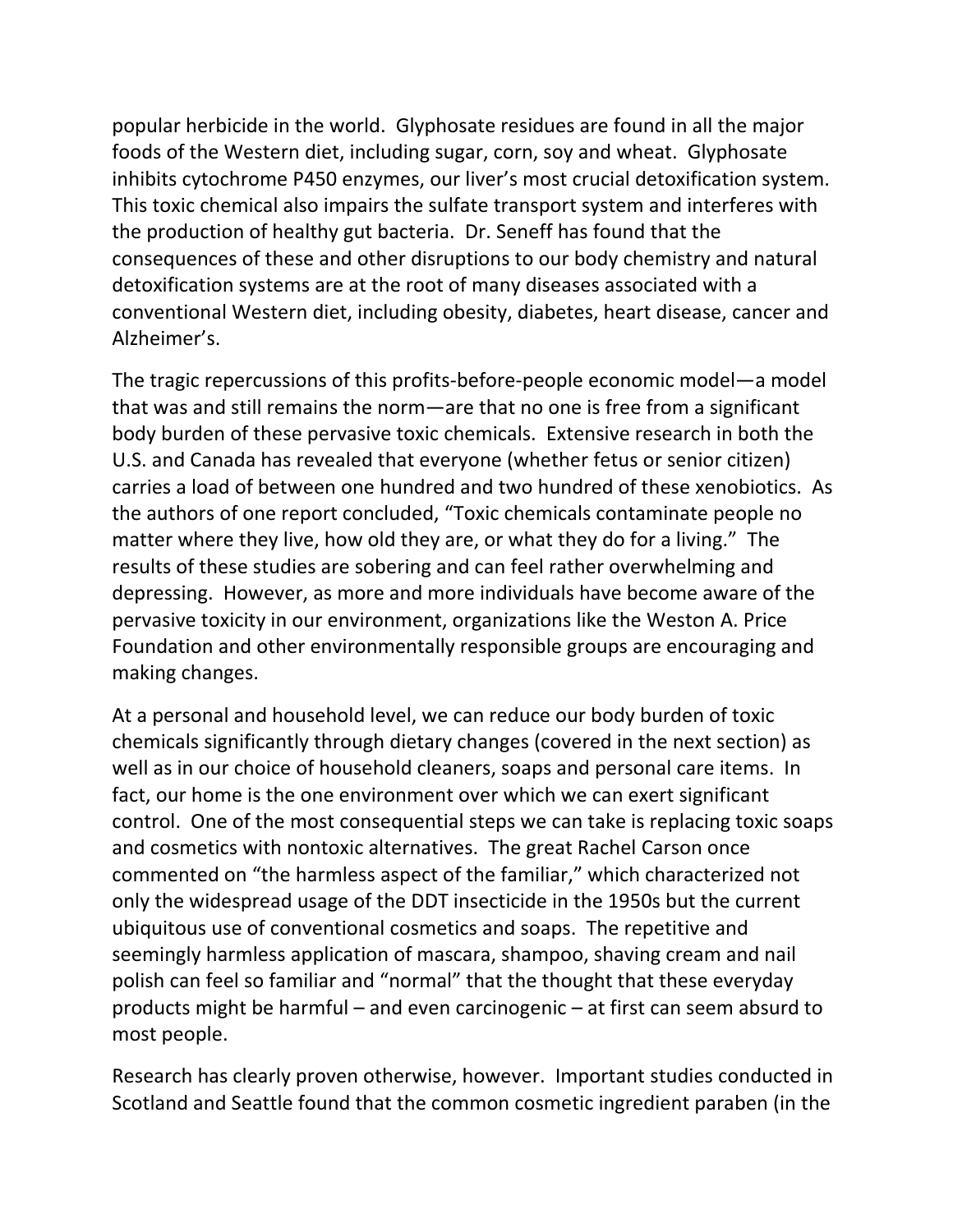popular herbicide in the world. Glyphosate residues are found in all the major foods of the Western diet, including sugar, corn, soy and wheat. Glyphosate inhibits cytochrome P450 enzymes, our liver's most crucial detoxification system. This toxic chemical also impairs the sulfate transport system and interferes with the production of healthy gut bacteria. Dr. Seneff has found that the consequences of these and other disruptions to our body chemistry and natural detoxification systems are at the root of many diseases associated with a conventional Western diet, including obesity, diabetes, heart disease, cancer and Alzheimer's.

The tragic repercussions of this profits-before-people economic model—a model that was and still remains the norm—are that no one is free from a significant body burden of these pervasive toxic chemicals. Extensive research in both the U.S. and Canada has revealed that everyone (whether fetus or senior citizen) carries a load of between one hundred and two hundred of these xenobiotics. As the authors of one report concluded, "Toxic chemicals contaminate people no matter where they live, how old they are, or what they do for a living." The results of these studies are sobering and can feel rather overwhelming and depressing. However, as more and more individuals have become aware of the pervasive toxicity in our environment, organizations like the Weston A. Price Foundation and other environmentally responsible groups are encouraging and making changes.

At a personal and household level, we can reduce our body burden of toxic chemicals significantly through dietary changes (covered in the next section) as well as in our choice of household cleaners, soaps and personal care items. In fact, our home is the one environment over which we can exert significant control. One of the most consequential steps we can take is replacing toxic soaps and cosmetics with nontoxic alternatives. The great Rachel Carson once commented on "the harmless aspect of the familiar," which characterized not only the widespread usage of the DDT insecticide in the 1950s but the current ubiquitous use of conventional cosmetics and soaps. The repetitive and seemingly harmless application of mascara, shampoo, shaving cream and nail polish can feel so familiar and "normal" that the thought that these everyday products might be harmful – and even carcinogenic – at first can seem absurd to most people.

Research has clearly proven otherwise, however. Important studies conducted in Scotland and Seattle found that the common cosmetic ingredient paraben (in the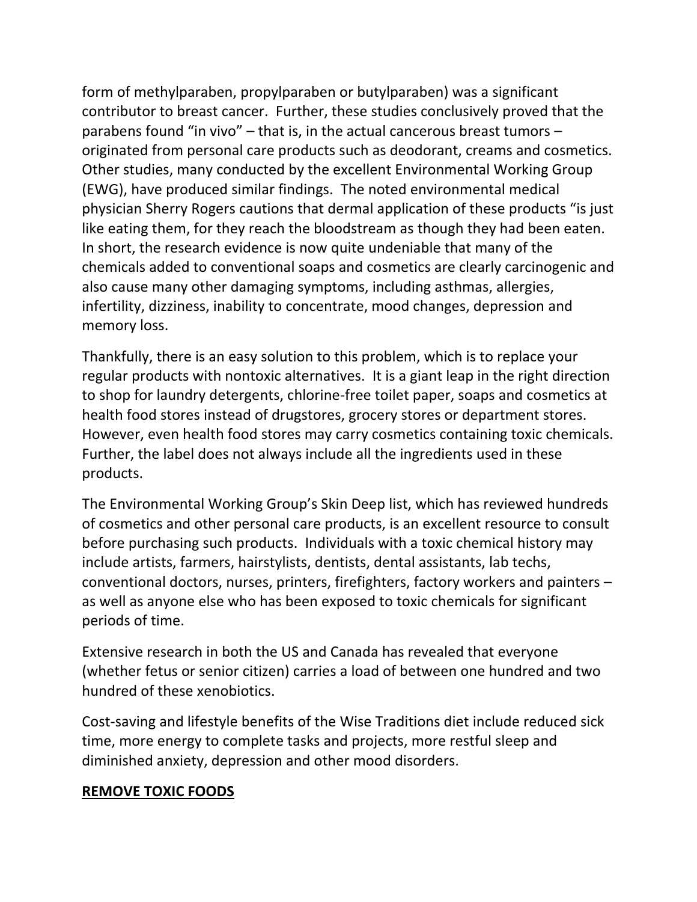form of methylparaben, propylparaben or butylparaben) was a significant contributor to breast cancer. Further, these studies conclusively proved that the parabens found "in vivo" – that is, in the actual cancerous breast tumors – originated from personal care products such as deodorant, creams and cosmetics. Other studies, many conducted by the excellent Environmental Working Group (EWG), have produced similar findings. The noted environmental medical physician Sherry Rogers cautions that dermal application of these products "is just like eating them, for they reach the bloodstream as though they had been eaten. In short, the research evidence is now quite undeniable that many of the chemicals added to conventional soaps and cosmetics are clearly carcinogenic and also cause many other damaging symptoms, including asthmas, allergies, infertility, dizziness, inability to concentrate, mood changes, depression and memory loss.

Thankfully, there is an easy solution to this problem, which is to replace your regular products with nontoxic alternatives. It is a giant leap in the right direction to shop for laundry detergents, chlorine-free toilet paper, soaps and cosmetics at health food stores instead of drugstores, grocery stores or department stores. However, even health food stores may carry cosmetics containing toxic chemicals. Further, the label does not always include all the ingredients used in these products.

The Environmental Working Group's Skin Deep list, which has reviewed hundreds of cosmetics and other personal care products, is an excellent resource to consult before purchasing such products. Individuals with a toxic chemical history may include artists, farmers, hairstylists, dentists, dental assistants, lab techs, conventional doctors, nurses, printers, firefighters, factory workers and painters – as well as anyone else who has been exposed to toxic chemicals for significant periods of time.

Extensive research in both the US and Canada has revealed that everyone (whether fetus or senior citizen) carries a load of between one hundred and two hundred of these xenobiotics.

Cost-saving and lifestyle benefits of the Wise Traditions diet include reduced sick time, more energy to complete tasks and projects, more restful sleep and diminished anxiety, depression and other mood disorders.

## REMOVE TOXIC FOODS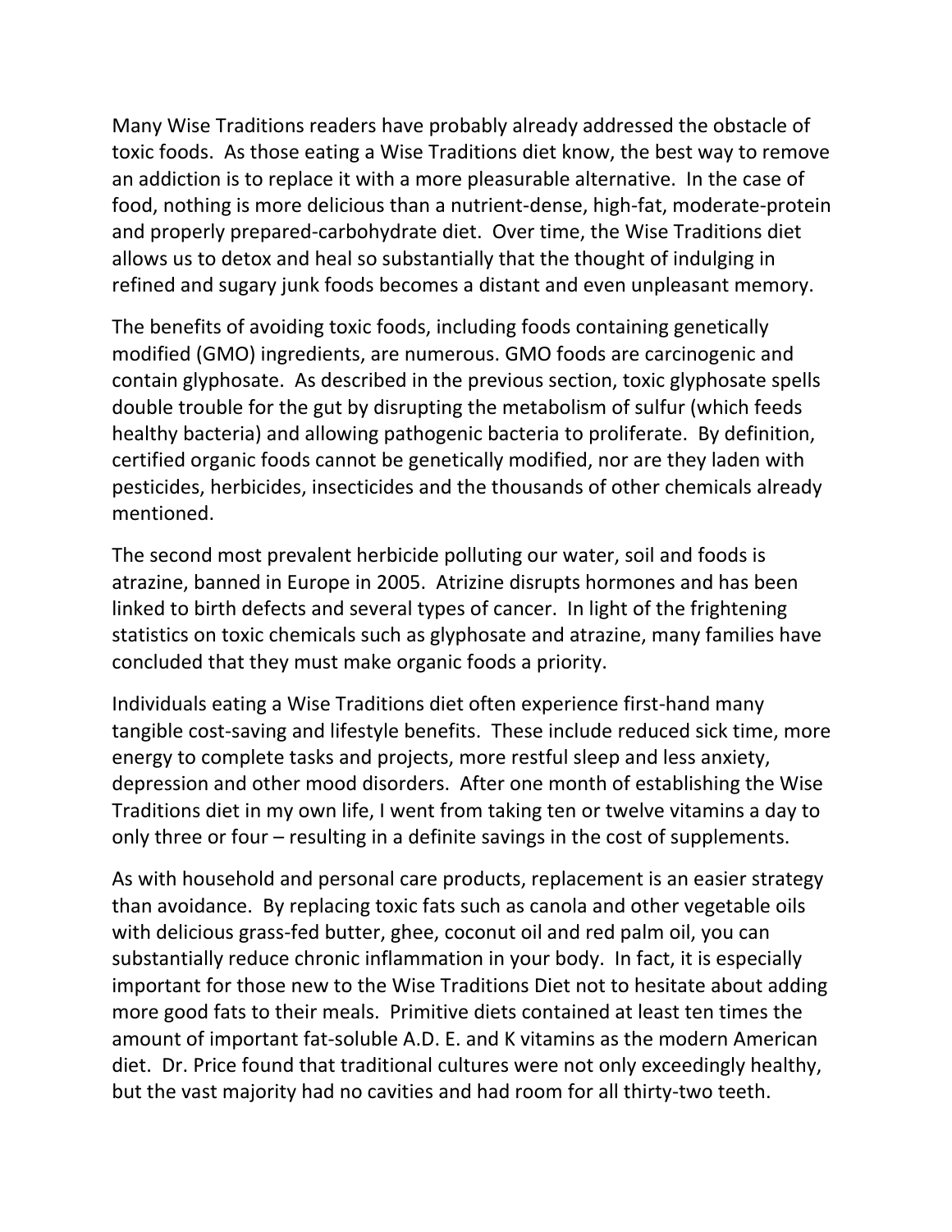Many Wise Traditions readers have probably already addressed the obstacle of toxic foods. As those eating a Wise Traditions diet know, the best way to remove an addiction is to replace it with a more pleasurable alternative. In the case of food, nothing is more delicious than a nutrient-dense, high-fat, moderate-protein and properly prepared-carbohydrate diet. Over time, the Wise Traditions diet allows us to detox and heal so substantially that the thought of indulging in refined and sugary junk foods becomes a distant and even unpleasant memory.

The benefits of avoiding toxic foods, including foods containing genetically modified (GMO) ingredients, are numerous. GMO foods are carcinogenic and contain glyphosate. As described in the previous section, toxic glyphosate spells double trouble for the gut by disrupting the metabolism of sulfur (which feeds healthy bacteria) and allowing pathogenic bacteria to proliferate. By definition, certified organic foods cannot be genetically modified, nor are they laden with pesticides, herbicides, insecticides and the thousands of other chemicals already mentioned.

The second most prevalent herbicide polluting our water, soil and foods is atrazine, banned in Europe in 2005. Atrizine disrupts hormones and has been linked to birth defects and several types of cancer. In light of the frightening statistics on toxic chemicals such as glyphosate and atrazine, many families have concluded that they must make organic foods a priority.

Individuals eating a Wise Traditions diet often experience first-hand many tangible cost-saving and lifestyle benefits. These include reduced sick time, more energy to complete tasks and projects, more restful sleep and less anxiety, depression and other mood disorders. After one month of establishing the Wise Traditions diet in my own life, I went from taking ten or twelve vitamins a day to only three or four – resulting in a definite savings in the cost of supplements.

As with household and personal care products, replacement is an easier strategy than avoidance. By replacing toxic fats such as canola and other vegetable oils with delicious grass-fed butter, ghee, coconut oil and red palm oil, you can substantially reduce chronic inflammation in your body. In fact, it is especially important for those new to the Wise Traditions Diet not to hesitate about adding more good fats to their meals. Primitive diets contained at least ten times the amount of important fat-soluble A.D. E. and K vitamins as the modern American diet. Dr. Price found that traditional cultures were not only exceedingly healthy, but the vast majority had no cavities and had room for all thirty-two teeth.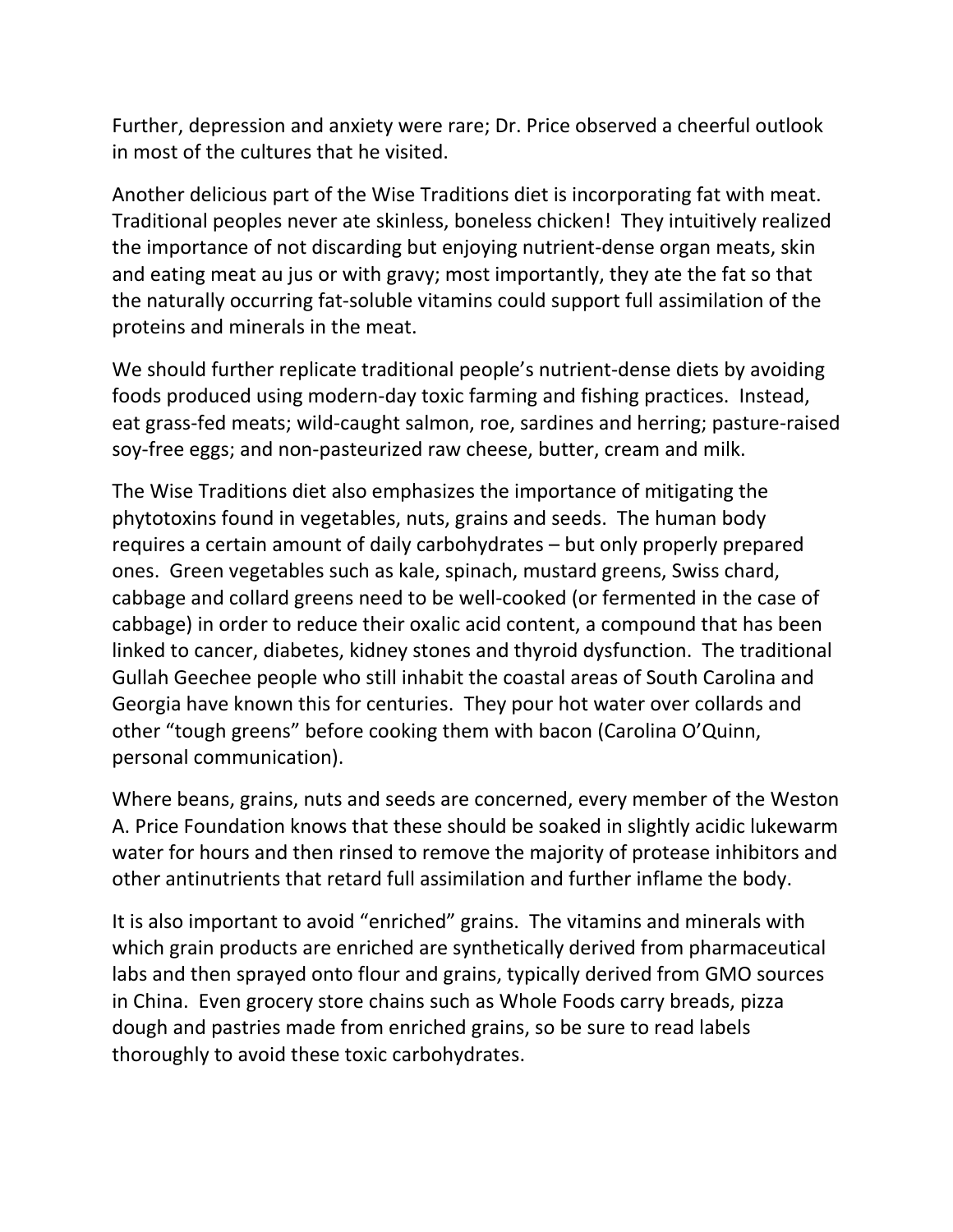Further, depression and anxiety were rare; Dr. Price observed a cheerful outlook in most of the cultures that he visited.

Another delicious part of the Wise Traditions diet is incorporating fat with meat. Traditional peoples never ate skinless, boneless chicken! They intuitively realized the importance of not discarding but enjoying nutrient-dense organ meats, skin and eating meat au jus or with gravy; most importantly, they ate the fat so that the naturally occurring fat-soluble vitamins could support full assimilation of the proteins and minerals in the meat.

We should further replicate traditional people's nutrient-dense diets by avoiding foods produced using modern-day toxic farming and fishing practices. Instead, eat grass-fed meats; wild-caught salmon, roe, sardines and herring; pasture-raised soy-free eggs; and non-pasteurized raw cheese, butter, cream and milk.

The Wise Traditions diet also emphasizes the importance of mitigating the phytotoxins found in vegetables, nuts, grains and seeds. The human body requires a certain amount of daily carbohydrates – but only properly prepared ones. Green vegetables such as kale, spinach, mustard greens, Swiss chard, cabbage and collard greens need to be well-cooked (or fermented in the case of cabbage) in order to reduce their oxalic acid content, a compound that has been linked to cancer, diabetes, kidney stones and thyroid dysfunction. The traditional Gullah Geechee people who still inhabit the coastal areas of South Carolina and Georgia have known this for centuries. They pour hot water over collards and other "tough greens" before cooking them with bacon (Carolina O'Quinn, personal communication).

Where beans, grains, nuts and seeds are concerned, every member of the Weston A. Price Foundation knows that these should be soaked in slightly acidic lukewarm water for hours and then rinsed to remove the majority of protease inhibitors and other antinutrients that retard full assimilation and further inflame the body.

It is also important to avoid "enriched" grains. The vitamins and minerals with which grain products are enriched are synthetically derived from pharmaceutical labs and then sprayed onto flour and grains, typically derived from GMO sources in China. Even grocery store chains such as Whole Foods carry breads, pizza dough and pastries made from enriched grains, so be sure to read labels thoroughly to avoid these toxic carbohydrates.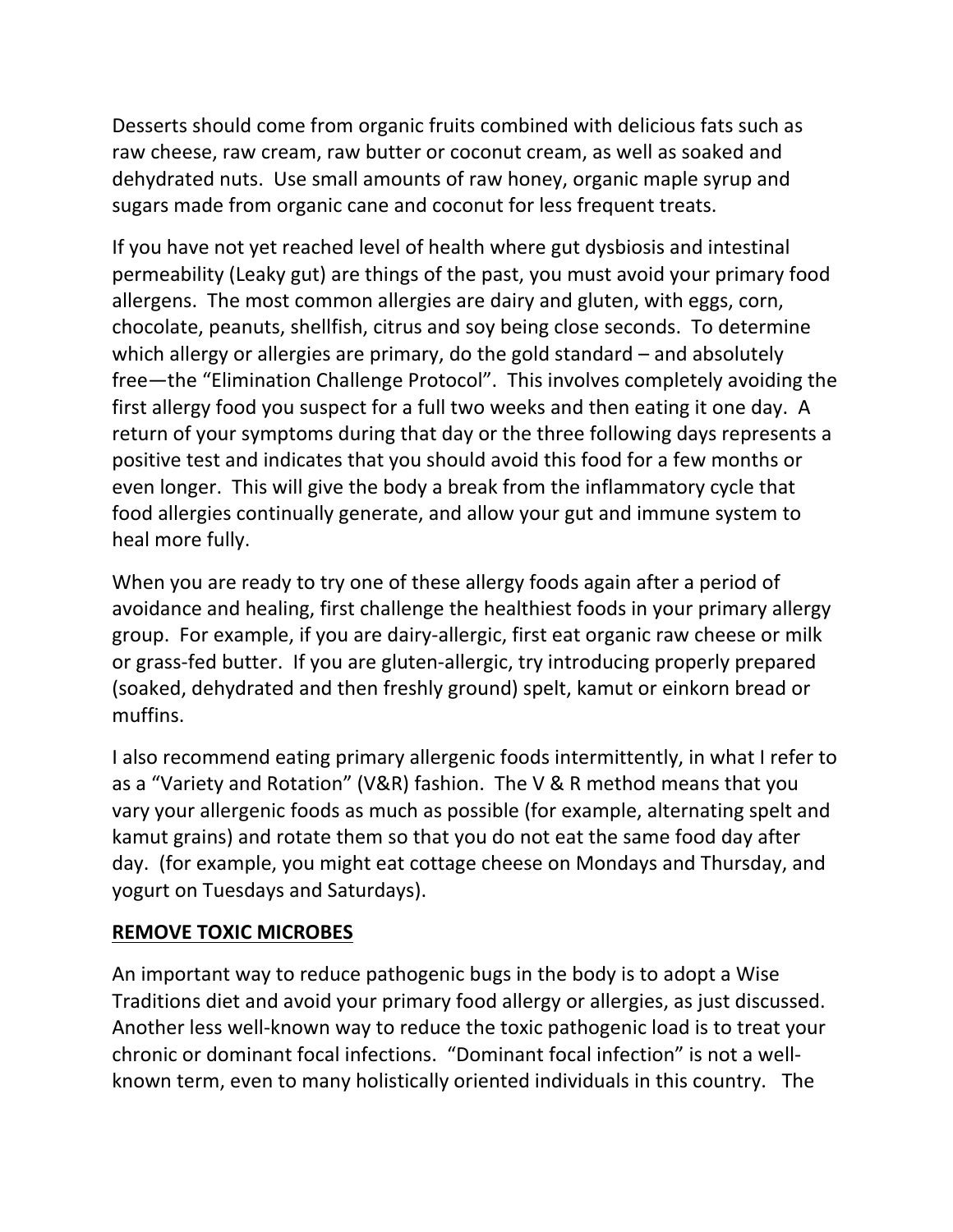Desserts should come from organic fruits combined with delicious fats such as raw cheese, raw cream, raw butter or coconut cream, as well as soaked and dehydrated nuts. Use small amounts of raw honey, organic maple syrup and sugars made from organic cane and coconut for less frequent treats.

If you have not yet reached level of health where gut dysbiosis and intestinal permeability (Leaky gut) are things of the past, you must avoid your primary food allergens. The most common allergies are dairy and gluten, with eggs, corn, chocolate, peanuts, shellfish, citrus and soy being close seconds. To determine which allergy or allergies are primary, do the gold standard – and absolutely free—the "Elimination Challenge Protocol". This involves completely avoiding the first allergy food you suspect for a full two weeks and then eating it one day. A return of your symptoms during that day or the three following days represents a positive test and indicates that you should avoid this food for a few months or even longer. This will give the body a break from the inflammatory cycle that food allergies continually generate, and allow your gut and immune system to heal more fully.

When you are ready to try one of these allergy foods again after a period of avoidance and healing, first challenge the healthiest foods in your primary allergy group. For example, if you are dairy-allergic, first eat organic raw cheese or milk or grass-fed butter. If you are gluten-allergic, try introducing properly prepared (soaked, dehydrated and then freshly ground) spelt, kamut or einkorn bread or muffins.

I also recommend eating primary allergenic foods intermittently, in what I refer to as a "Variety and Rotation" (V&R) fashion. The V & R method means that you vary your allergenic foods as much as possible (for example, alternating spelt and kamut grains) and rotate them so that you do not eat the same food day after day. (for example, you might eat cottage cheese on Mondays and Thursday, and yogurt on Tuesdays and Saturdays).

## REMOVE TOXIC MICROBES

An important way to reduce pathogenic bugs in the body is to adopt a Wise Traditions diet and avoid your primary food allergy or allergies, as just discussed. Another less well-known way to reduce the toxic pathogenic load is to treat your chronic or dominant focal infections. "Dominant focal infection" is not a well-known term, even to many holistically oriented individuals in this country. The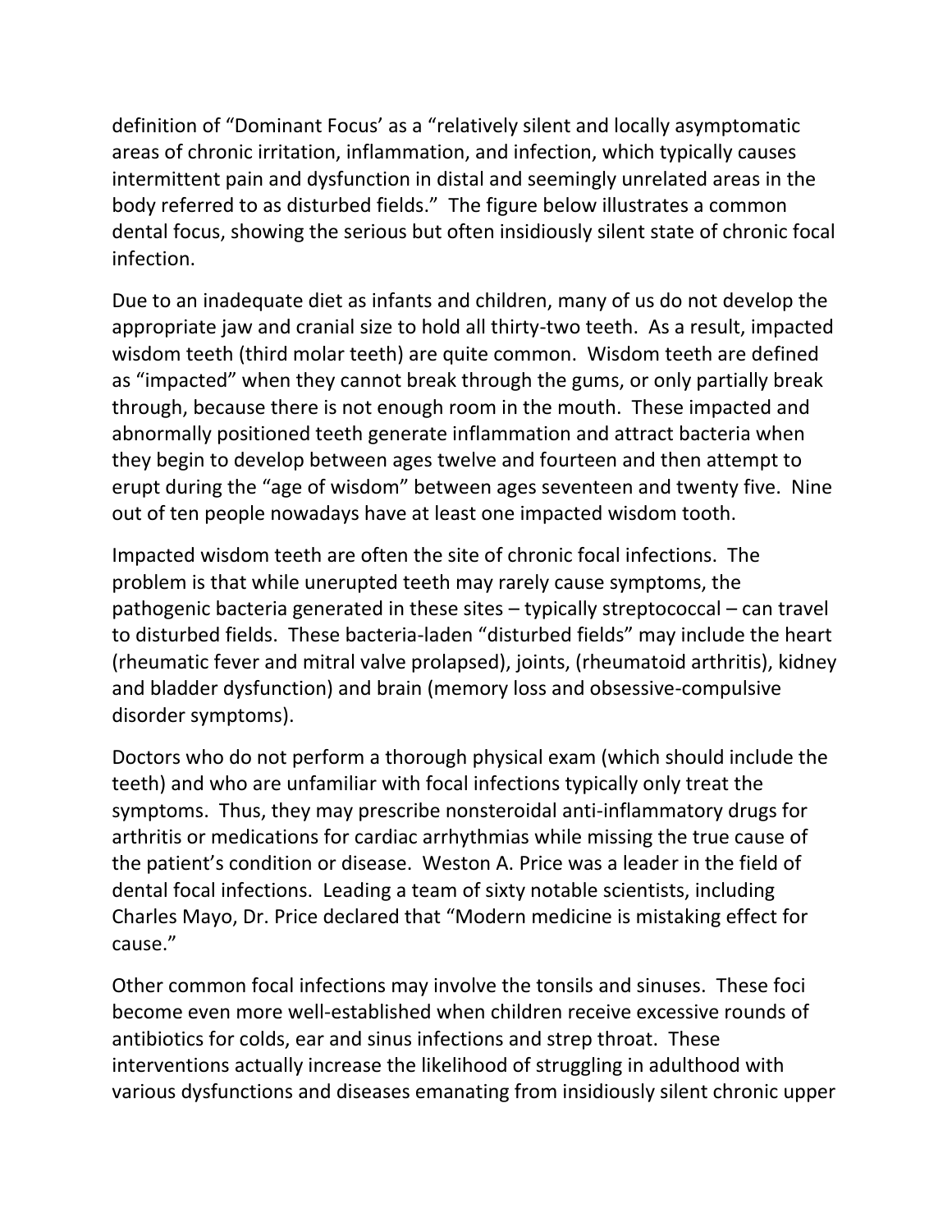definition of "Dominant Focus' as a "relatively silent and locally asymptomatic areas of chronic irritation, inflammation, and infection, which typically causes intermittent pain and dysfunction in distal and seemingly unrelated areas in the body referred to as disturbed fields." The figure below illustrates a common dental focus, showing the serious but often insidiously silent state of chronic focal infection.

Due to an inadequate diet as infants and children, many of us do not develop the appropriate jaw and cranial size to hold all thirty-two teeth. As a result, impacted wisdom teeth (third molar teeth) are quite common. Wisdom teeth are defined as "impacted" when they cannot break through the gums, or only partially break through, because there is not enough room in the mouth. These impacted and abnormally positioned teeth generate inflammation and attract bacteria when they begin to develop between ages twelve and fourteen and then attempt to erupt during the "age of wisdom" between ages seventeen and twenty five. Nine out of ten people nowadays have at least one impacted wisdom tooth.

Impacted wisdom teeth are often the site of chronic focal infections. The problem is that while unerupted teeth may rarely cause symptoms, the pathogenic bacteria generated in these sites – typically streptococcal – can travel to disturbed fields. These bacteria-laden "disturbed fields" may include the heart (rheumatic fever and mitral valve prolapsed), joints, (rheumatoid arthritis), kidney and bladder dysfunction) and brain (memory loss and obsessive-compulsive disorder symptoms).

Doctors who do not perform a thorough physical exam (which should include the teeth) and who are unfamiliar with focal infections typically only treat the symptoms. Thus, they may prescribe nonsteroidal anti-inflammatory drugs for arthritis or medications for cardiac arrhythmias while missing the true cause of the patient's condition or disease. Weston A. Price was a leader in the field of dental focal infections. Leading a team of sixty notable scientists, including Charles Mayo, Dr. Price declared that "Modern medicine is mistaking effect for cause."

Other common focal infections may involve the tonsils and sinuses. These foci become even more well-established when children receive excessive rounds of antibiotics for colds, ear and sinus infections and strep throat. These interventions actually increase the likelihood of struggling in adulthood with various dysfunctions and diseases emanating from insidiously silent chronic upper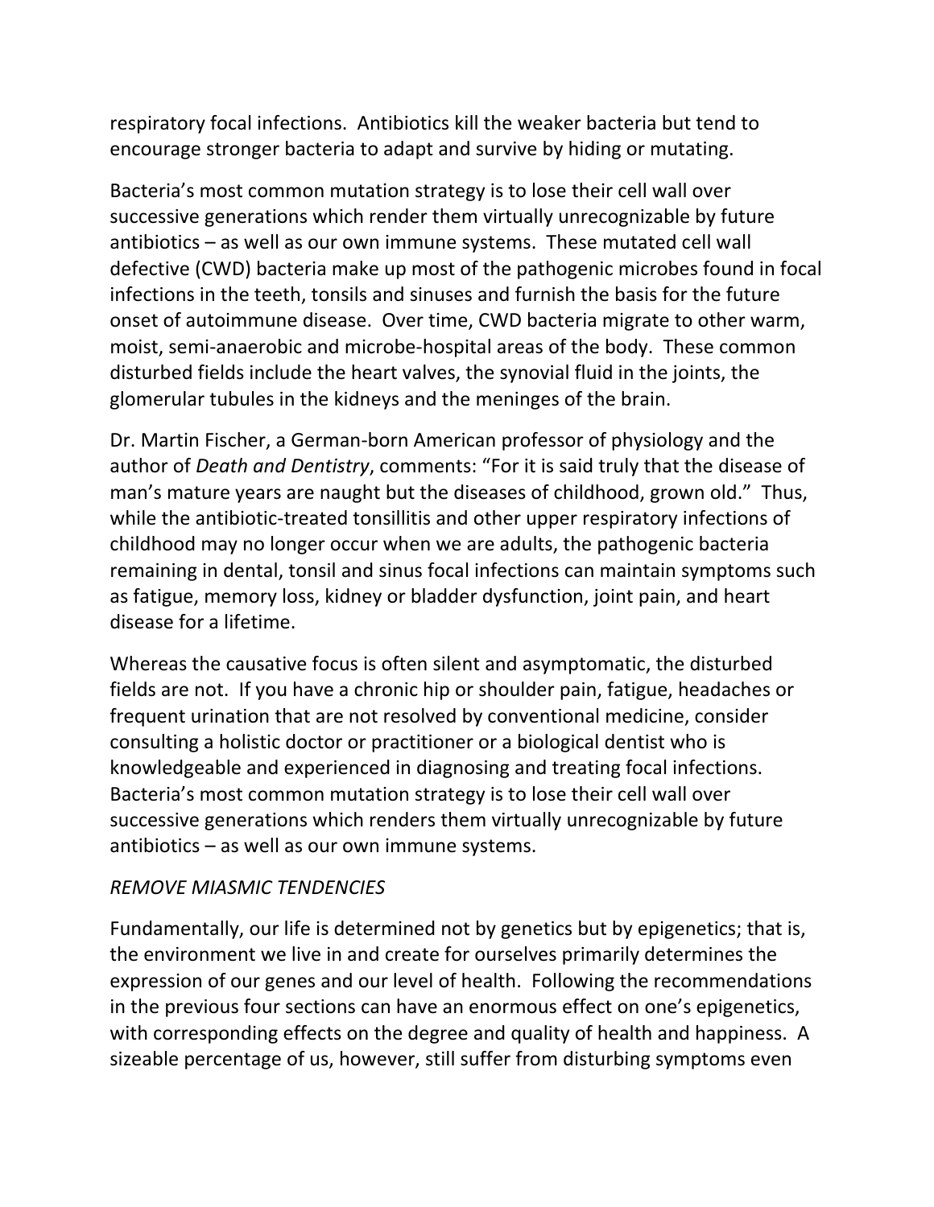respiratory focal infections. Antibiotics kill the weaker bacteria but tend to encourage stronger bacteria to adapt and survive by hiding or mutating.

Bacteria's most common mutation strategy is to lose their cell wall over successive generations which render them virtually unrecognizable by future antibiotics – as well as our own immune systems. These mutated cell wall defective (CWD) bacteria make up most of the pathogenic microbes found in focal infections in the teeth, tonsils and sinuses and furnish the basis for the future onset of autoimmune disease. Over time, CWD bacteria migrate to other warm, moist, semi-anaerobic and microbe-hospital areas of the body. These common disturbed fields include the heart valves, the synovial fluid in the joints, the glomerular tubules in the kidneys and the meninges of the brain.

Dr. Martin Fischer, a German-born American professor of physiology and the author of *Death and Dentistry*, comments: "For it is said truly that the disease of man's mature years are naught but the diseases of childhood, grown old." Thus, while the antibiotic-treated tonsillitis and other upper respiratory infections of childhood may no longer occur when we are adults, the pathogenic bacteria remaining in dental, tonsil and sinus focal infections can maintain symptoms such as fatigue, memory loss, kidney or bladder dysfunction, joint pain, and heart disease for a lifetime.

Whereas the causative focus is often silent and asymptomatic, the disturbed fields are not. If you have a chronic hip or shoulder pain, fatigue, headaches or frequent urination that are not resolved by conventional medicine, consider consulting a holistic doctor or practitioner or a biological dentist who is knowledgeable and experienced in diagnosing and treating focal infections. Bacteria's most common mutation strategy is to lose their cell wall over successive generations which renders them virtually unrecognizable by future antibiotics – as well as our own immune systems.

*REMOVE MIASMIC TENDENCIES*

Fundamentally, our life is determined not by genetics but by epigenetics; that is, the environment we live in and create for ourselves primarily determines the expression of our genes and our level of health. Following the recommendations in the previous four sections can have an enormous effect on one's epigenetics, with corresponding effects on the degree and quality of health and happiness. A sizeable percentage of us, however, still suffer from disturbing symptoms even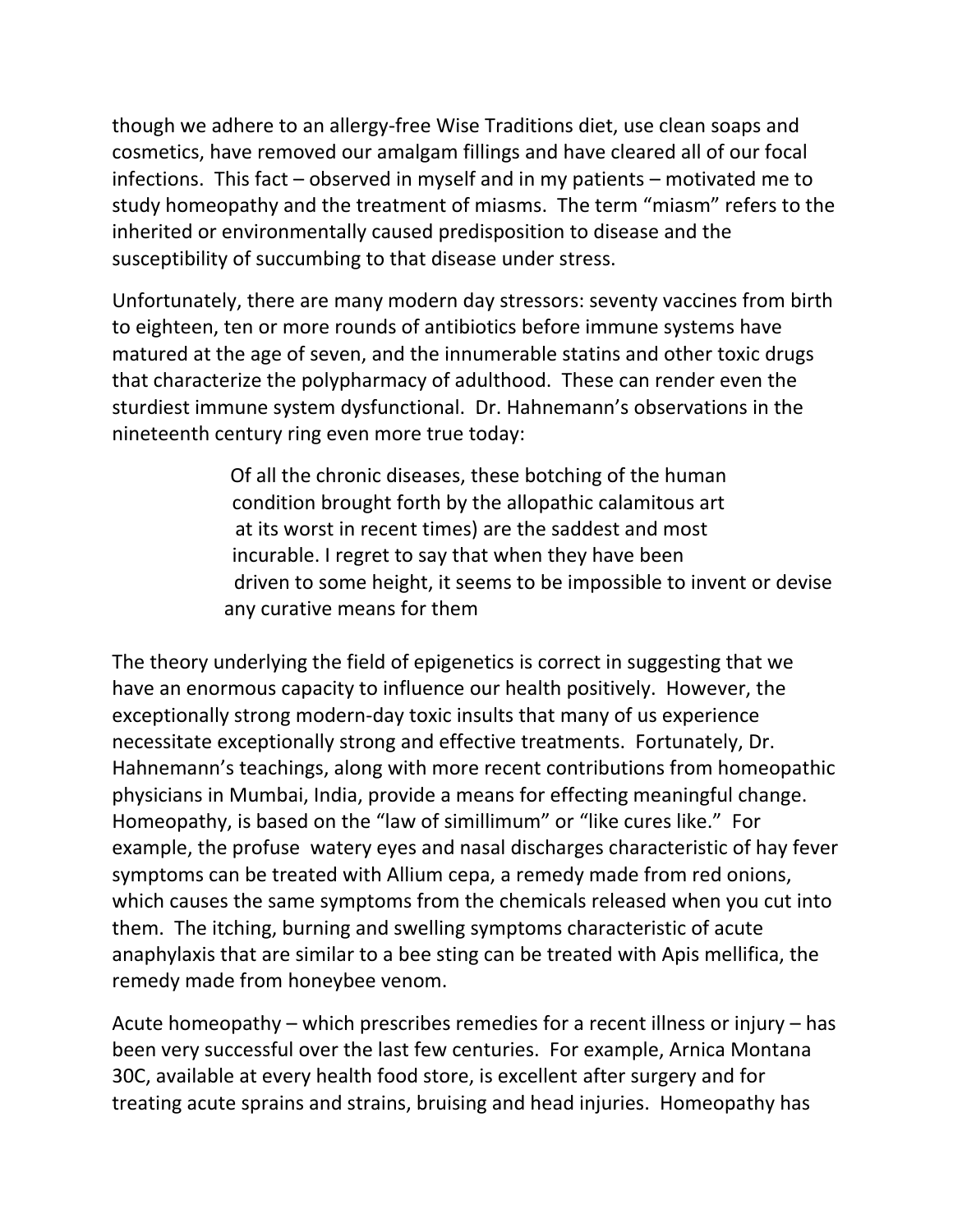though we adhere to an allergy-free Wise Traditions diet, use clean soaps and cosmetics, have removed our amalgam fillings and have cleared all of our focal infections. This fact – observed in myself and in my patients – motivated me to study homeopathy and the treatment of miasms. The term "miasm" refers to the inherited or environmentally caused predisposition to disease and the susceptibility of succumbing to that disease under stress.

Unfortunately, there are many modern day stressors: seventy vaccines from birth to eighteen, ten or more rounds of antibiotics before immune systems have matured at the age of seven, and the innumerable statins and other toxic drugs that characterize the polypharmacy of adulthood. These can render even the sturdiest immune system dysfunctional. Dr. Hahnemann's observations in the nineteenth century ring even more true today:

> Of all the chronic diseases, these botching of the human condition brought forth by the allopathic calamitous art at its worst in recent times) are the saddest and most incurable. I regret to say that when they have been driven to some height, it seems to be impossible to invent or devise any curative means for them

The theory underlying the field of epigenetics is correct in suggesting that we have an enormous capacity to influence our health positively. However, the exceptionally strong modern-day toxic insults that many of us experience necessitate exceptionally strong and effective treatments. Fortunately, Dr. Hahnemann's teachings, along with more recent contributions from homeopathic physicians in Mumbai, India, provide a means for effecting meaningful change. Homeopathy, is based on the "law of simillimum" or "like cures like." For example, the profuse watery eyes and nasal discharges characteristic of hay fever symptoms can be treated with Allium cepa, a remedy made from red onions, which causes the same symptoms from the chemicals released when you cut into them. The itching, burning and swelling symptoms characteristic of acute anaphylaxis that are similar to a bee sting can be treated with Apis mellifica, the remedy made from honeybee venom.

Acute homeopathy – which prescribes remedies for a recent illness or injury – has been very successful over the last few centuries. For example, Arnica Montana 30C, available at every health food store, is excellent after surgery and for treating acute sprains and strains, bruising and head injuries. Homeopathy has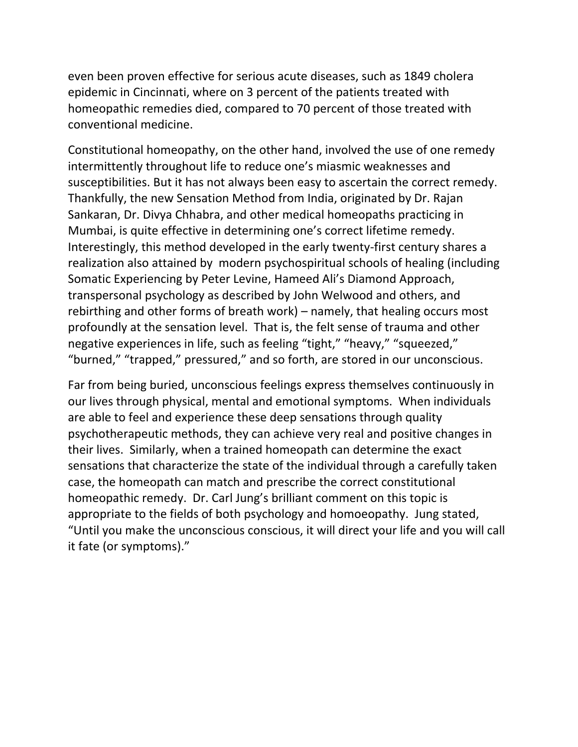even been proven effective for serious acute diseases, such as 1849 cholera epidemic in Cincinnati, where on 3 percent of the patients treated with homeopathic remedies died, compared to 70 percent of those treated with conventional medicine.

Constitutional homeopathy, on the other hand, involved the use of one remedy intermittently throughout life to reduce one's miasmic weaknesses and susceptibilities. But it has not always been easy to ascertain the correct remedy. Thankfully, the new Sensation Method from India, originated by Dr. Rajan Sankaran, Dr. Divya Chhabra, and other medical homeopaths practicing in Mumbai, is quite effective in determining one's correct lifetime remedy. Interestingly, this method developed in the early twenty-first century shares a realization also attained by modern psychospiritual schools of healing (including Somatic Experiencing by Peter Levine, Hameed Ali's Diamond Approach, transpersonal psychology as described by John Welwood and others, and rebirthing and other forms of breath work) – namely, that healing occurs most profoundly at the sensation level. That is, the felt sense of trauma and other negative experiences in life, such as feeling "tight," "heavy," "squeezed," "burned," "trapped," pressured," and so forth, are stored in our unconscious.

Far from being buried, unconscious feelings express themselves continuously in our lives through physical, mental and emotional symptoms. When individuals are able to feel and experience these deep sensations through quality psychotherapeutic methods, they can achieve very real and positive changes in their lives. Similarly, when a trained homeopath can determine the exact sensations that characterize the state of the individual through a carefully taken case, the homeopath can match and prescribe the correct constitutional homeopathic remedy. Dr. Carl Jung's brilliant comment on this topic is appropriate to the fields of both psychology and homoeopathy. Jung stated, "Until you make the unconscious conscious, it will direct your life and you will call it fate (or symptoms)."